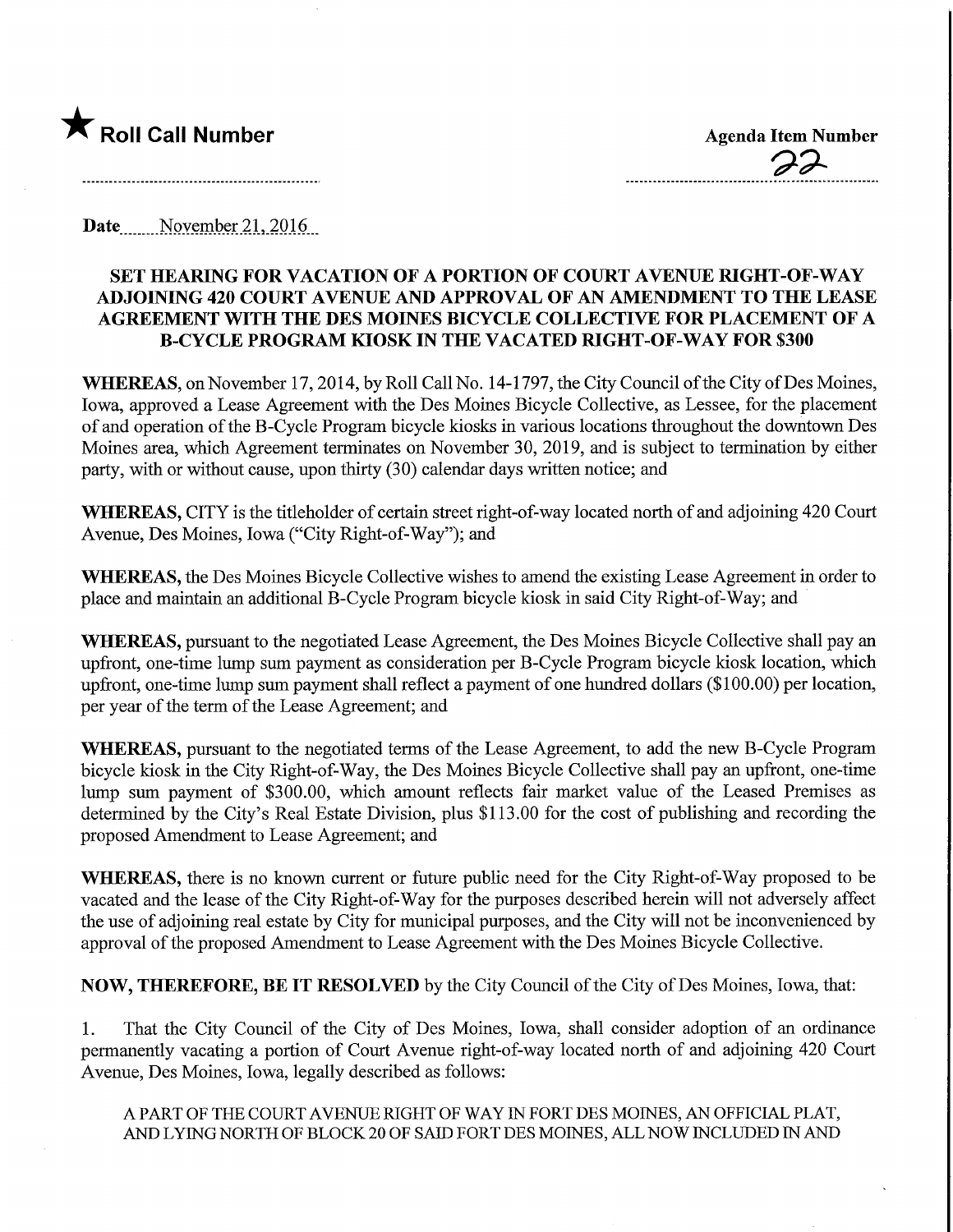★ **Roll Call Number**

**Agenda Item Number**
22

Date November 21, 2016

**SET HEARING FOR VACATION OF A PORTION OF COURT AVENUE RIGHT-OF-WAY ADJOINING 420 COURT AVENUE AND APPROVAL OF AN AMENDMENT TO THE LEASE AGREEMENT WITH THE DES MOINES BICYCLE COLLECTIVE FOR PLACEMENT OF A B-CYCLE PROGRAM KIOSK IN THE VACATED RIGHT-OF-WAY FOR $300**

**WHEREAS,** on November 17, 2014, by Roll Call No. 14-1797, the City Council of the City of Des Moines, Iowa, approved a Lease Agreement with the Des Moines Bicycle Collective, as Lessee, for the placement of and operation of the B-Cycle Program bicycle kiosks in various locations throughout the downtown Des Moines area, which Agreement terminates on November 30, 2019, and is subject to termination by either party, with or without cause, upon thirty (30) calendar days written notice; and

**WHEREAS,** CITY is the titleholder of certain street right-of-way located north of and adjoining 420 Court Avenue, Des Moines, Iowa ("City Right-of-Way"); and

**WHEREAS,** the Des Moines Bicycle Collective wishes to amend the existing Lease Agreement in order to place and maintain an additional B-Cycle Program bicycle kiosk in said City Right-of-Way; and

**WHEREAS,** pursuant to the negotiated Lease Agreement, the Des Moines Bicycle Collective shall pay an upfront, one-time lump sum payment as consideration per B-Cycle Program bicycle kiosk location, which upfront, one-time lump sum payment shall reflect a payment of one hundred dollars ($100.00) per location, per year of the term of the Lease Agreement; and

**WHEREAS,** pursuant to the negotiated terms of the Lease Agreement, to add the new B-Cycle Program bicycle kiosk in the City Right-of-Way, the Des Moines Bicycle Collective shall pay an upfront, one-time lump sum payment of $300.00, which amount reflects fair market value of the Leased Premises as determined by the City's Real Estate Division, plus $113.00 for the cost of publishing and recording the proposed Amendment to Lease Agreement; and

**WHEREAS,** there is no known current or future public need for the City Right-of-Way proposed to be vacated and the lease of the City Right-of-Way for the purposes described herein will not adversely affect the use of adjoining real estate by City for municipal purposes, and the City will not be inconvenienced by approval of the proposed Amendment to Lease Agreement with the Des Moines Bicycle Collective.

**NOW, THEREFORE, BE IT RESOLVED** by the City Council of the City of Des Moines, Iowa, that:

1. That the City Council of the City of Des Moines, Iowa, shall consider adoption of an ordinance permanently vacating a portion of Court Avenue right-of-way located north of and adjoining 420 Court Avenue, Des Moines, Iowa, legally described as follows:

A PART OF THE COURT AVENUE RIGHT OF WAY IN FORT DES MOINES, AN OFFICIAL PLAT, AND LYING NORTH OF BLOCK 20 OF SAID FORT DES MOINES, ALL NOW INCLUDED IN AND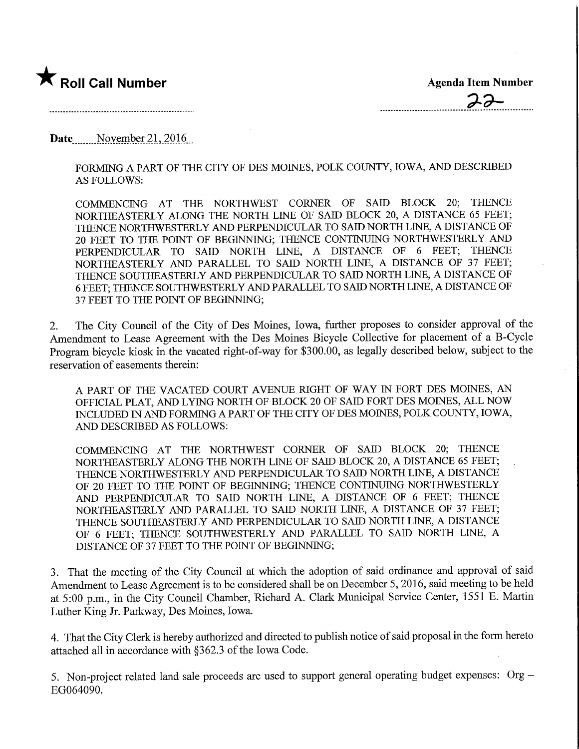★ **Roll Call Number**

**Agenda Item Number**

22

**Date** November 21, 2016

FORMING A PART OF THE CITY OF DES MOINES, POLK COUNTY, IOWA, AND DESCRIBED AS FOLLOWS:

COMMENCING AT THE NORTHWEST CORNER OF SAID BLOCK 20; THENCE NORTHEASTERLY ALONG THE NORTH LINE OF SAID BLOCK 20, A DISTANCE 65 FEET; THENCE NORTHWESTERLY AND PERPENDICULAR TO SAID NORTH LINE, A DISTANCE OF 20 FEET TO THE POINT OF BEGINNING; THENCE CONTINUING NORTHWESTERLY AND PERPENDICULAR TO SAID NORTH LINE, A DISTANCE OF 6 FEET; THENCE NORTHEASTERLY AND PARALLEL TO SAID NORTH LINE, A DISTANCE OF 37 FEET; THENCE SOUTHEASTERLY AND PERPENDICULAR TO SAID NORTH LINE, A DISTANCE OF 6 FEET; THENCE SOUTHWESTERLY AND PARALLEL TO SAID NORTH LINE, A DISTANCE OF 37 FEET TO THE POINT OF BEGINNING;

2. The City Council of the City of Des Moines, Iowa, further proposes to consider approval of the Amendment to Lease Agreement with the Des Moines Bicycle Collective for placement of a B-Cycle Program bicycle kiosk in the vacated right-of-way for $300.00, as legally described below, subject to the reservation of easements therein:

A PART OF THE VACATED COURT AVENUE RIGHT OF WAY IN FORT DES MOINES, AN OFFICIAL PLAT, AND LYING NORTH OF BLOCK 20 OF SAID FORT DES MOINES, ALL NOW INCLUDED IN AND FORMING A PART OF THE CITY OF DES MOINES, POLK COUNTY, IOWA, AND DESCRIBED AS FOLLOWS:

COMMENCING AT THE NORTHWEST CORNER OF SAID BLOCK 20; THENCE NORTHEASTERLY ALONG THE NORTH LINE OF SAID BLOCK 20, A DISTANCE 65 FEET; THENCE NORTHWESTERLY AND PERPENDICULAR TO SAID NORTH LINE, A DISTANCE OF 20 FEET TO THE POINT OF BEGINNING; THENCE CONTINUING NORTHWESTERLY AND PERPENDICULAR TO SAID NORTH LINE, A DISTANCE OF 6 FEET; THENCE NORTHEASTERLY AND PARALLEL TO SAID NORTH LINE, A DISTANCE OF 37 FEET; THENCE SOUTHEASTERLY AND PERPENDICULAR TO SAID NORTH LINE, A DISTANCE OF 6 FEET; THENCE SOUTHWESTERLY AND PARALLEL TO SAID NORTH LINE, A DISTANCE OF 37 FEET TO THE POINT OF BEGINNING;

3. That the meeting of the City Council at which the adoption of said ordinance and approval of said Amendment to Lease Agreement is to be considered shall be on December 5, 2016, said meeting to be held at 5:00 p.m., in the City Council Chamber, Richard A. Clark Municipal Service Center, 1551 E. Martin Luther King Jr. Parkway, Des Moines, Iowa.

4. That the City Clerk is hereby authorized and directed to publish notice of said proposal in the form hereto attached all in accordance with §362.3 of the Iowa Code.

5. Non-project related land sale proceeds are used to support general operating budget expenses: Org – EG064090.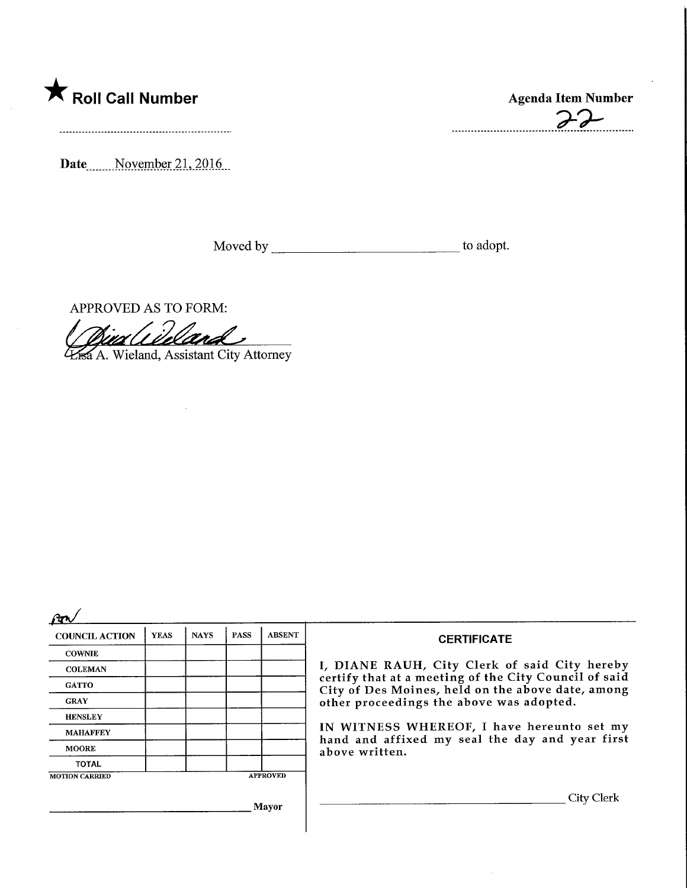★ **Roll Call Number**

**Agenda Item Number**

22

**Date** November 21, 2016

Moved by ____________________________ to adopt.

APPROVED AS TO FORM:

Lisa A. Wieland, Assistant City Attorney

| COUNCIL ACTION | YEAS | NAYS | PASS | ABSENT |
|---|---|---|---|---|
| COWNIE | | | | |
| COLEMAN | | | | |
| GATTO | | | | |
| GRAY | | | | |
| HENSLEY | | | | |
| MAHAFFEY | | | | |
| MOORE | | | | |
| TOTAL | | | | |

MOTION CARRIED APPROVED

____________________________ Mayor

**CERTIFICATE**

I, DIANE RAUH, City Clerk of said City hereby certify that at a meeting of the City Council of said City of Des Moines, held on the above date, among other proceedings the above was adopted.

IN WITNESS WHEREOF, I have hereunto set my hand and affixed my seal the day and year first above written.

____________________________ City Clerk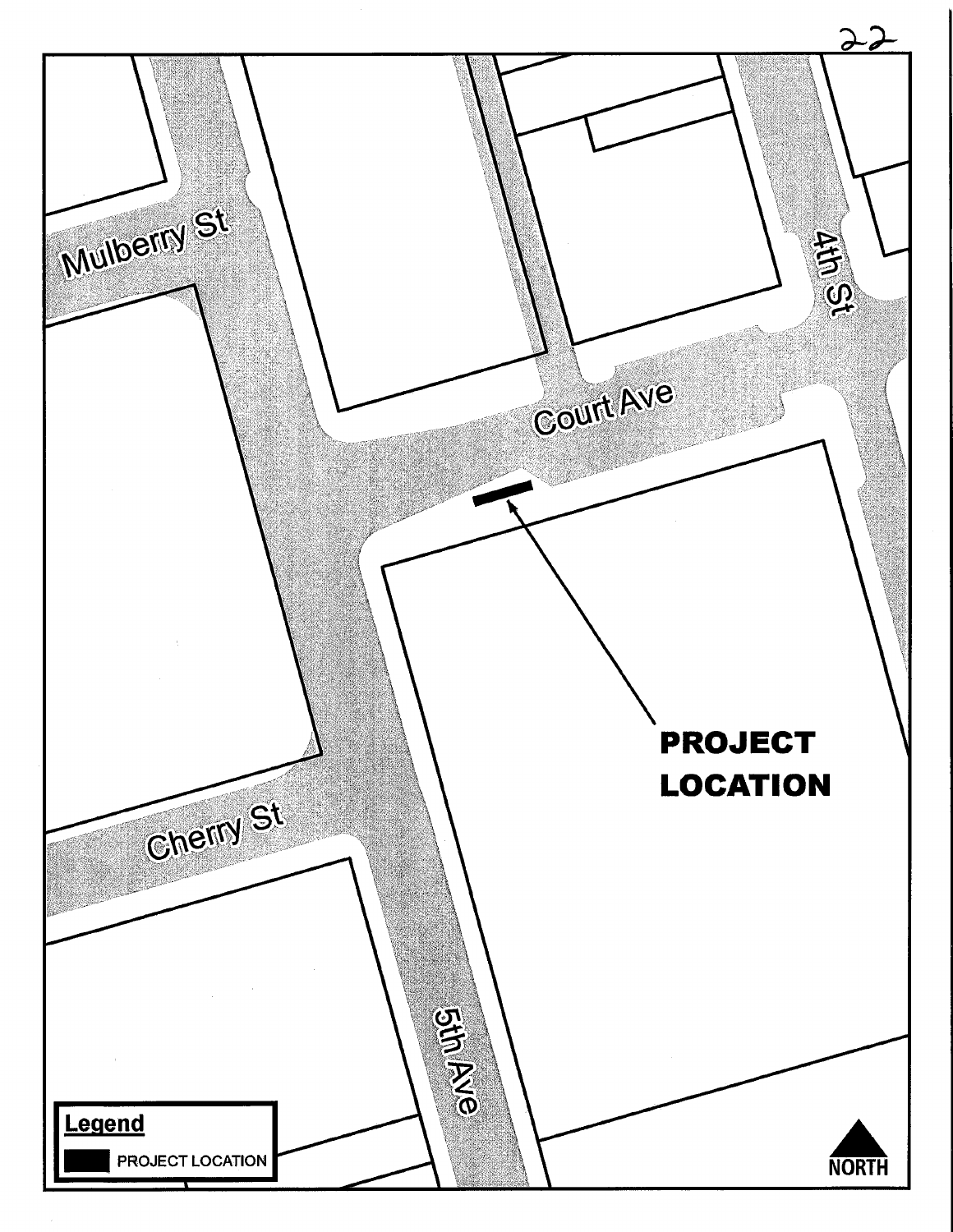Mulberry St

4th St

Court Ave

PROJECT LOCATION

Cherry St

5th Ave

**Legend**

PROJECT LOCATION

NORTH